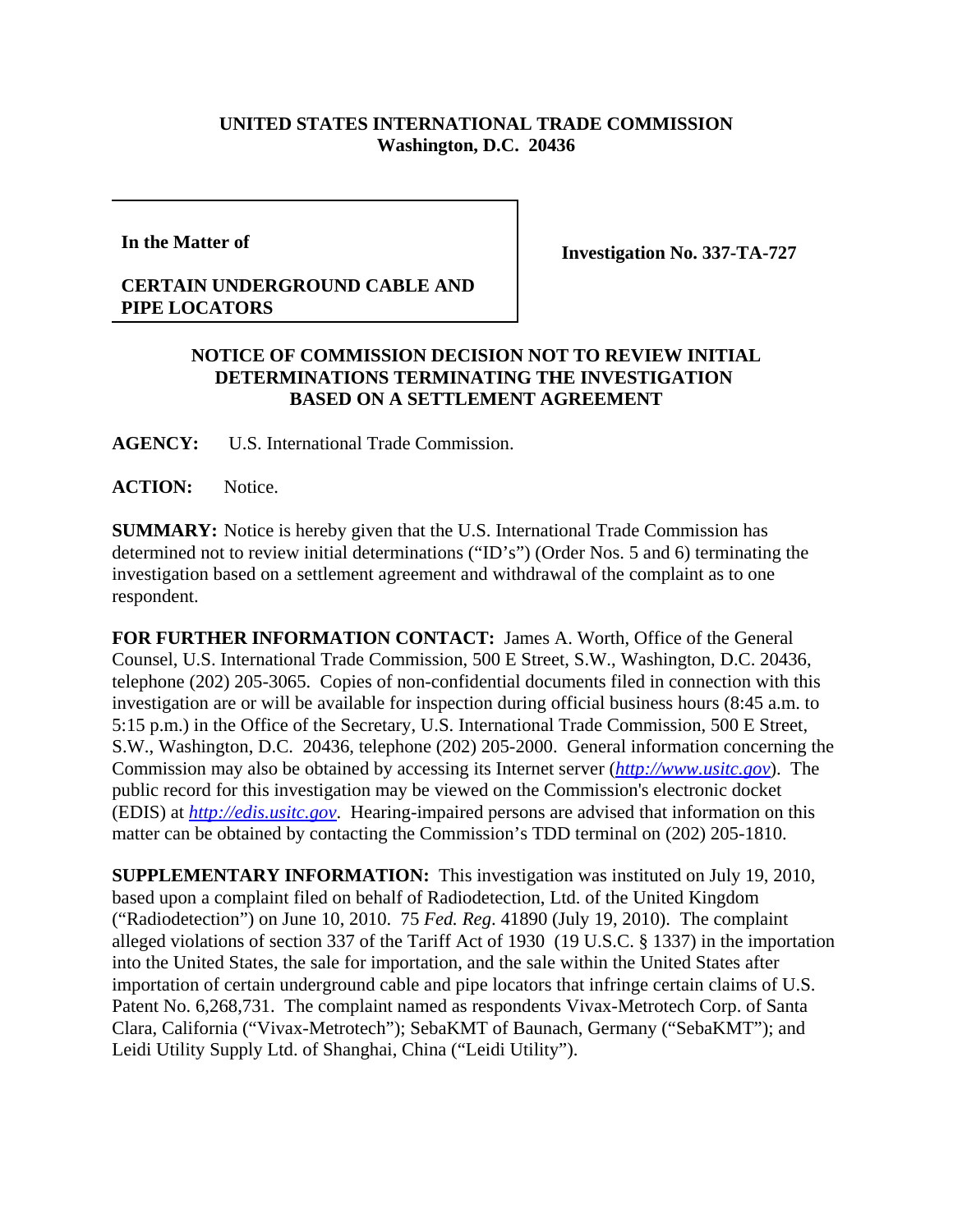**UNITED STATES INTERNATIONAL TRADE COMMISSION**
**Washington, D.C. 20436**

**In the Matter of**

**CERTAIN UNDERGROUND CABLE AND PIPE LOCATORS**

**Investigation No. 337-TA-727**

## NOTICE OF COMMISSION DECISION NOT TO REVIEW INITIAL DETERMINATIONS TERMINATING THE INVESTIGATION BASED ON A SETTLEMENT AGREEMENT

**AGENCY:** U.S. International Trade Commission.

**ACTION:** Notice.

**SUMMARY:** Notice is hereby given that the U.S. International Trade Commission has determined not to review initial determinations ("ID's") (Order Nos. 5 and 6) terminating the investigation based on a settlement agreement and withdrawal of the complaint as to one respondent.

**FOR FURTHER INFORMATION CONTACT:** James A. Worth, Office of the General Counsel, U.S. International Trade Commission, 500 E Street, S.W., Washington, D.C. 20436, telephone (202) 205-3065. Copies of non-confidential documents filed in connection with this investigation are or will be available for inspection during official business hours (8:45 a.m. to 5:15 p.m.) in the Office of the Secretary, U.S. International Trade Commission, 500 E Street, S.W., Washington, D.C. 20436, telephone (202) 205-2000. General information concerning the Commission may also be obtained by accessing its Internet server (*http://www.usitc.gov*). The public record for this investigation may be viewed on the Commission's electronic docket (EDIS) at *http://edis.usitc.gov*. Hearing-impaired persons are advised that information on this matter can be obtained by contacting the Commission's TDD terminal on (202) 205-1810.

**SUPPLEMENTARY INFORMATION:** This investigation was instituted on July 19, 2010, based upon a complaint filed on behalf of Radiodetection, Ltd. of the United Kingdom ("Radiodetection") on June 10, 2010. 75 *Fed. Reg*. 41890 (July 19, 2010). The complaint alleged violations of section 337 of the Tariff Act of 1930 (19 U.S.C. § 1337) in the importation into the United States, the sale for importation, and the sale within the United States after importation of certain underground cable and pipe locators that infringe certain claims of U.S. Patent No. 6,268,731. The complaint named as respondents Vivax-Metrotech Corp. of Santa Clara, California ("Vivax-Metrotech"); SebaKMT of Baunach, Germany ("SebaKMT"); and Leidi Utility Supply Ltd. of Shanghai, China ("Leidi Utility").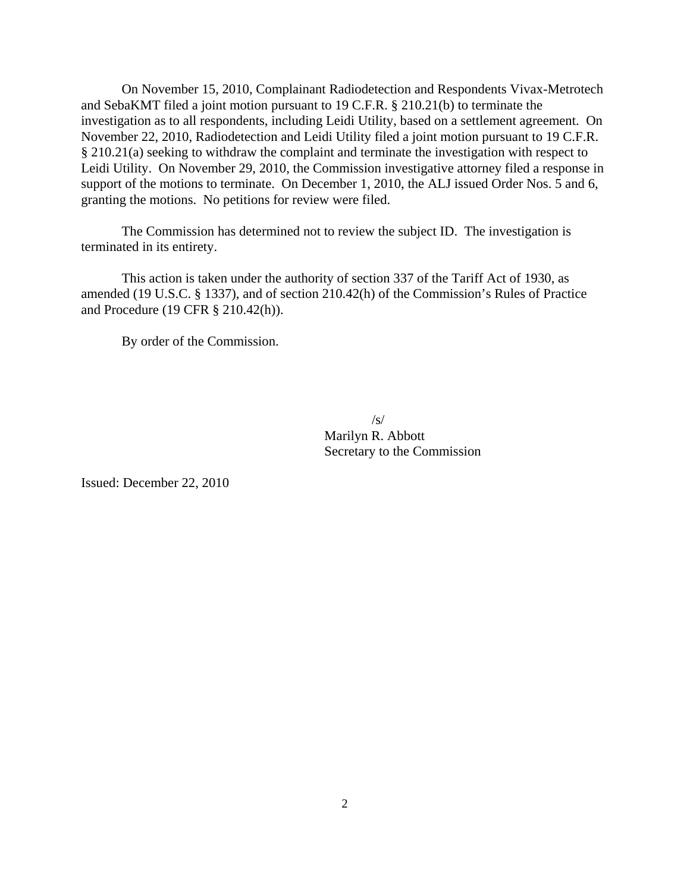On November 15, 2010, Complainant Radiodetection and Respondents Vivax-Metrotech and SebaKMT filed a joint motion pursuant to 19 C.F.R. § 210.21(b) to terminate the investigation as to all respondents, including Leidi Utility, based on a settlement agreement. On November 22, 2010, Radiodetection and Leidi Utility filed a joint motion pursuant to 19 C.F.R. § 210.21(a) seeking to withdraw the complaint and terminate the investigation with respect to Leidi Utility. On November 29, 2010, the Commission investigative attorney filed a response in support of the motions to terminate. On December 1, 2010, the ALJ issued Order Nos. 5 and 6, granting the motions. No petitions for review were filed.

The Commission has determined not to review the subject ID. The investigation is terminated in its entirety.

This action is taken under the authority of section 337 of the Tariff Act of 1930, as amended (19 U.S.C. § 1337), and of section 210.42(h) of the Commission's Rules of Practice and Procedure (19 CFR § 210.42(h)).

By order of the Commission.

/s/
Marilyn R. Abbott
Secretary to the Commission

Issued: December 22, 2010